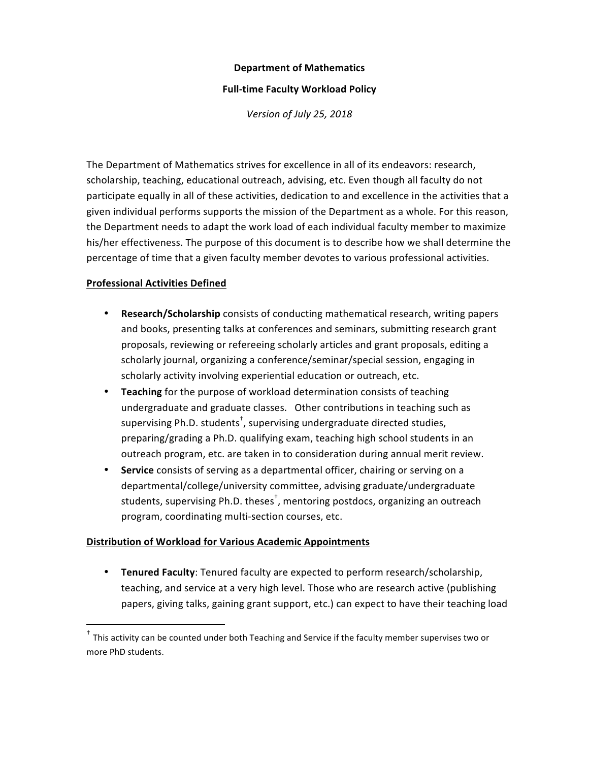**Department of Mathematics**

**Full-time Faculty Workload Policy**

*Version of July 25, 2018*

The Department of Mathematics strives for excellence in all of its endeavors: research, scholarship, teaching, educational outreach, advising, etc. Even though all faculty do not participate equally in all of these activities, dedication to and excellence in the activities that a given individual performs supports the mission of the Department as a whole. For this reason, the Department needs to adapt the work load of each individual faculty member to maximize his/her effectiveness. The purpose of this document is to describe how we shall determine the percentage of time that a given faculty member devotes to various professional activities.

## Professional Activities Defined

- **Research/Scholarship** consists of conducting mathematical research, writing papers and books, presenting talks at conferences and seminars, submitting research grant proposals, reviewing or refereeing scholarly articles and grant proposals, editing a scholarly journal, organizing a conference/seminar/special session, engaging in scholarly activity involving experiential education or outreach, etc.
- **Teaching** for the purpose of workload determination consists of teaching undergraduate and graduate classes. Other contributions in teaching such as supervising Ph.D. students[†], supervising undergraduate directed studies, preparing/grading a Ph.D. qualifying exam, teaching high school students in an outreach program, etc. are taken in to consideration during annual merit review.
- **Service** consists of serving as a departmental officer, chairing or serving on a departmental/college/university committee, advising graduate/undergraduate students, supervising Ph.D. theses[†], mentoring postdocs, organizing an outreach program, coordinating multi-section courses, etc.

## Distribution of Workload for Various Academic Appointments

- **Tenured Faculty**: Tenured faculty are expected to perform research/scholarship, teaching, and service at a very high level. Those who are research active (publishing papers, giving talks, gaining grant support, etc.) can expect to have their teaching load

[†] This activity can be counted under both Teaching and Service if the faculty member supervises two or more PhD students.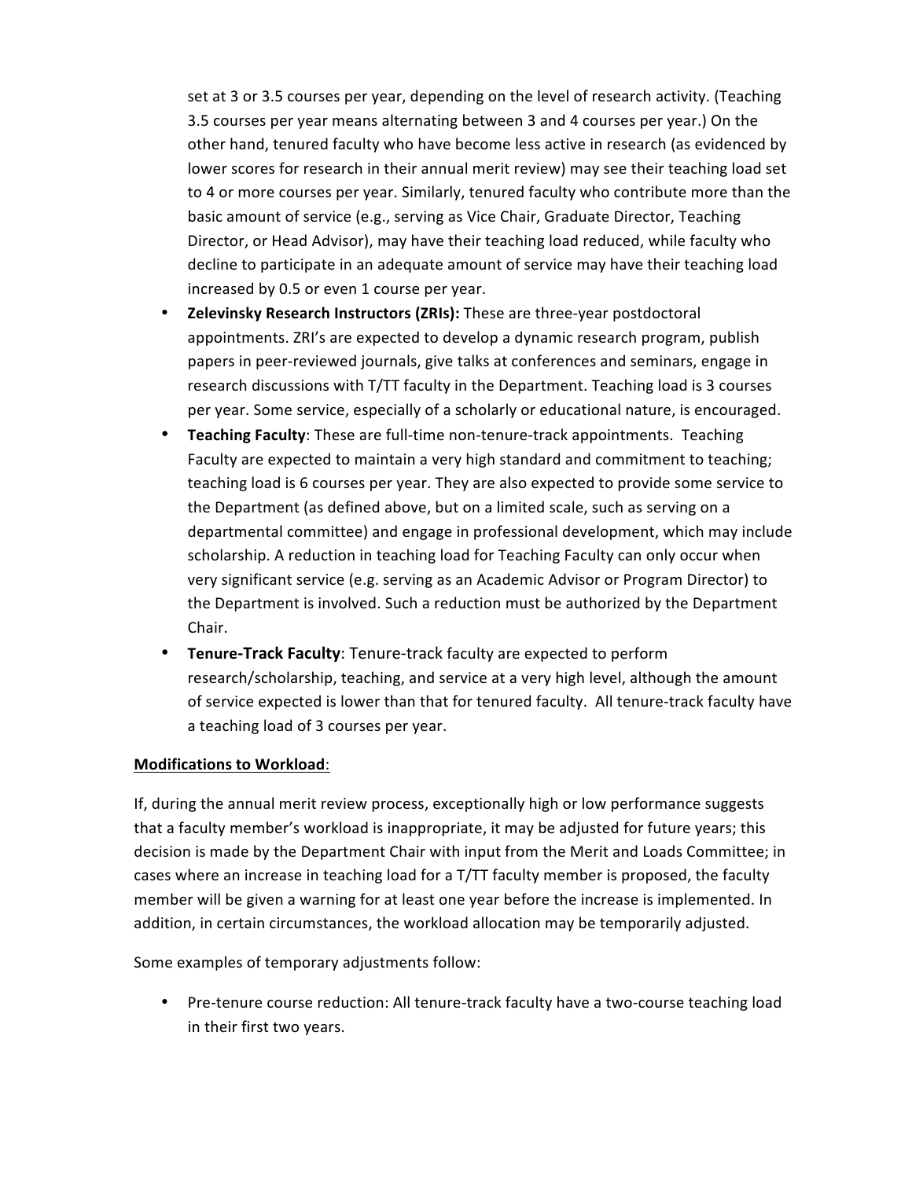set at 3 or 3.5 courses per year, depending on the level of research activity. (Teaching 3.5 courses per year means alternating between 3 and 4 courses per year.) On the other hand, tenured faculty who have become less active in research (as evidenced by lower scores for research in their annual merit review) may see their teaching load set to 4 or more courses per year. Similarly, tenured faculty who contribute more than the basic amount of service (e.g., serving as Vice Chair, Graduate Director, Teaching Director, or Head Advisor), may have their teaching load reduced, while faculty who decline to participate in an adequate amount of service may have their teaching load increased by 0.5 or even 1 course per year.

- **Zelevinsky Research Instructors (ZRIs):** These are three-year postdoctoral appointments. ZRI's are expected to develop a dynamic research program, publish papers in peer-reviewed journals, give talks at conferences and seminars, engage in research discussions with T/TT faculty in the Department. Teaching load is 3 courses per year. Some service, especially of a scholarly or educational nature, is encouraged.
- **Teaching Faculty**: These are full-time non-tenure-track appointments. Teaching Faculty are expected to maintain a very high standard and commitment to teaching; teaching load is 6 courses per year. They are also expected to provide some service to the Department (as defined above, but on a limited scale, such as serving on a departmental committee) and engage in professional development, which may include scholarship. A reduction in teaching load for Teaching Faculty can only occur when very significant service (e.g. serving as an Academic Advisor or Program Director) to the Department is involved. Such a reduction must be authorized by the Department Chair.
- **Tenure-Track Faculty**: Tenure-track faculty are expected to perform research/scholarship, teaching, and service at a very high level, although the amount of service expected is lower than that for tenured faculty. All tenure-track faculty have a teaching load of 3 courses per year.

**Modifications to Workload**:

If, during the annual merit review process, exceptionally high or low performance suggests that a faculty member's workload is inappropriate, it may be adjusted for future years; this decision is made by the Department Chair with input from the Merit and Loads Committee; in cases where an increase in teaching load for a T/TT faculty member is proposed, the faculty member will be given a warning for at least one year before the increase is implemented. In addition, in certain circumstances, the workload allocation may be temporarily adjusted.

Some examples of temporary adjustments follow:

- Pre-tenure course reduction: All tenure-track faculty have a two-course teaching load in their first two years.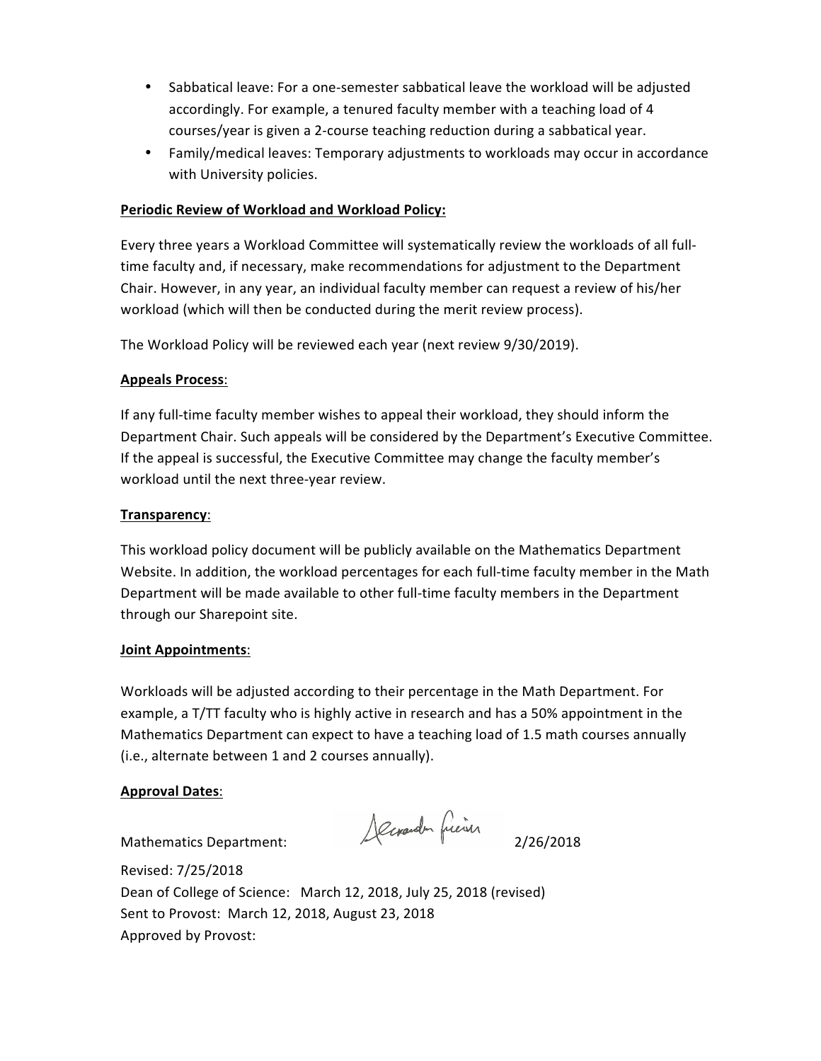- Sabbatical leave: For a one-semester sabbatical leave the workload will be adjusted accordingly. For example, a tenured faculty member with a teaching load of 4 courses/year is given a 2-course teaching reduction during a sabbatical year.
- Family/medical leaves: Temporary adjustments to workloads may occur in accordance with University policies.

**Periodic Review of Workload and Workload Policy:**

Every three years a Workload Committee will systematically review the workloads of all full-time faculty and, if necessary, make recommendations for adjustment to the Department Chair. However, in any year, an individual faculty member can request a review of his/her workload (which will then be conducted during the merit review process).

The Workload Policy will be reviewed each year (next review 9/30/2019).

**Appeals Process**:

If any full-time faculty member wishes to appeal their workload, they should inform the Department Chair. Such appeals will be considered by the Department's Executive Committee. If the appeal is successful, the Executive Committee may change the faculty member's workload until the next three-year review.

**Transparency**:

This workload policy document will be publicly available on the Mathematics Department Website. In addition, the workload percentages for each full-time faculty member in the Math Department will be made available to other full-time faculty members in the Department through our Sharepoint site.

**Joint Appointments**:

Workloads will be adjusted according to their percentage in the Math Department. For example, a T/TT faculty who is highly active in research and has a 50% appointment in the Mathematics Department can expect to have a teaching load of 1.5 math courses annually (i.e., alternate between 1 and 2 courses annually).

**Approval Dates**:

Mathematics Department: Alexandru Suciu 2/26/2018

Revised: 7/25/2018
Dean of College of Science: March 12, 2018, July 25, 2018 (revised)
Sent to Provost: March 12, 2018, August 23, 2018
Approved by Provost: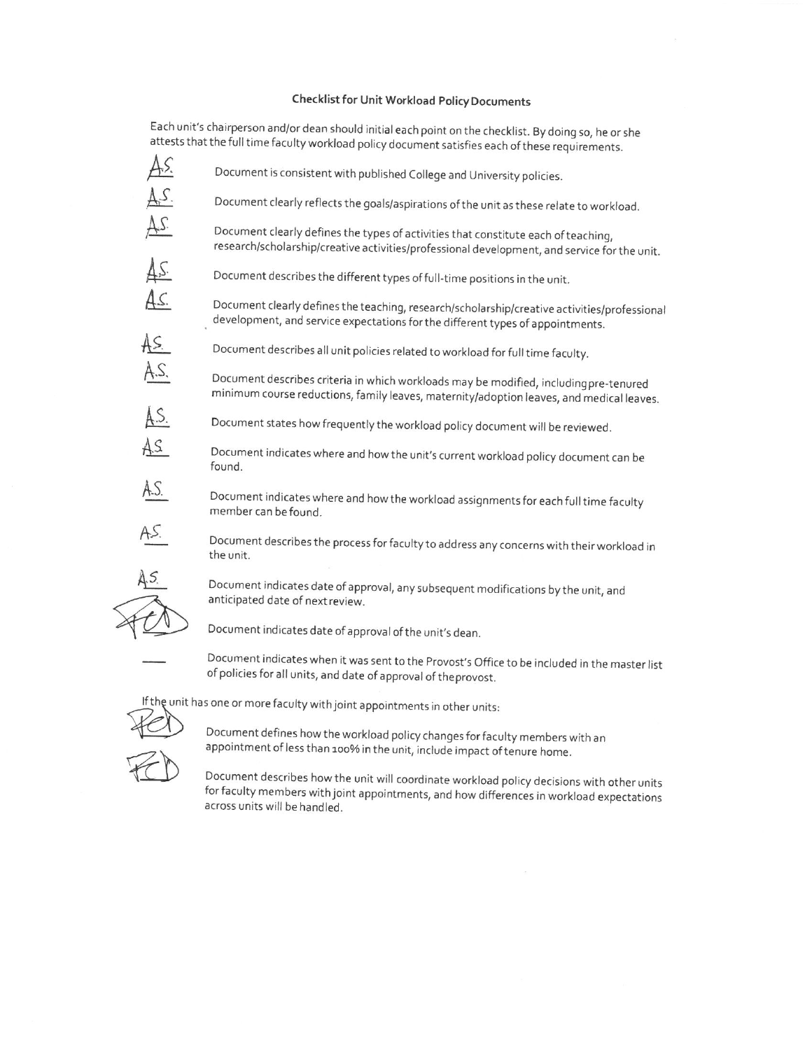### Checklist for Unit Workload Policy Documents

Each unit's chairperson and/or dean should initial each point on the checklist. By doing so, he or she attests that the full time faculty workload policy document satisfies each of these requirements.

| | |
|---|---|
| A.S. | Document is consistent with published College and University policies. |
| A.S. | Document clearly reflects the goals/aspirations of the unit as these relate to workload. |
| A.S. | Document clearly defines the types of activities that constitute each of teaching, research/scholarship/creative activities/professional development, and service for the unit. |
| A.S. | Document describes the different types of full-time positions in the unit. |
| A.S. | Document clearly defines the teaching, research/scholarship/creative activities/professional development, and service expectations for the different types of appointments. |
| A.S. | Document describes all unit policies related to workload for full time faculty. |
| A.S. | Document describes criteria in which workloads may be modified, including pre-tenured minimum course reductions, family leaves, maternity/adoption leaves, and medical leaves. |
| A.S. | Document states how frequently the workload policy document will be reviewed. |
| A.S. | Document indicates where and how the unit's current workload policy document can be found. |
| A.S. | Document indicates where and how the workload assignments for each full time faculty member can be found. |
| A.S. | Document describes the process for faculty to address any concerns with their workload in the unit. |
| A.S. | Document indicates date of approval, any subsequent modifications by the unit, and anticipated date of next review. |
| FCD | Document indicates date of approval of the unit's dean. |
| — | Document indicates when it was sent to the Provost's Office to be included in the master list of policies for all units, and date of approval of the provost. |

If the unit has one or more faculty with joint appointments in other units:

| | |
|---|---|
| FCD | Document defines how the workload policy changes for faculty members with an appointment of less than 100% in the unit, include impact of tenure home. |
| FCD | Document describes how the unit will coordinate workload policy decisions with other units for faculty members with joint appointments, and how differences in workload expectations across units will be handled. |